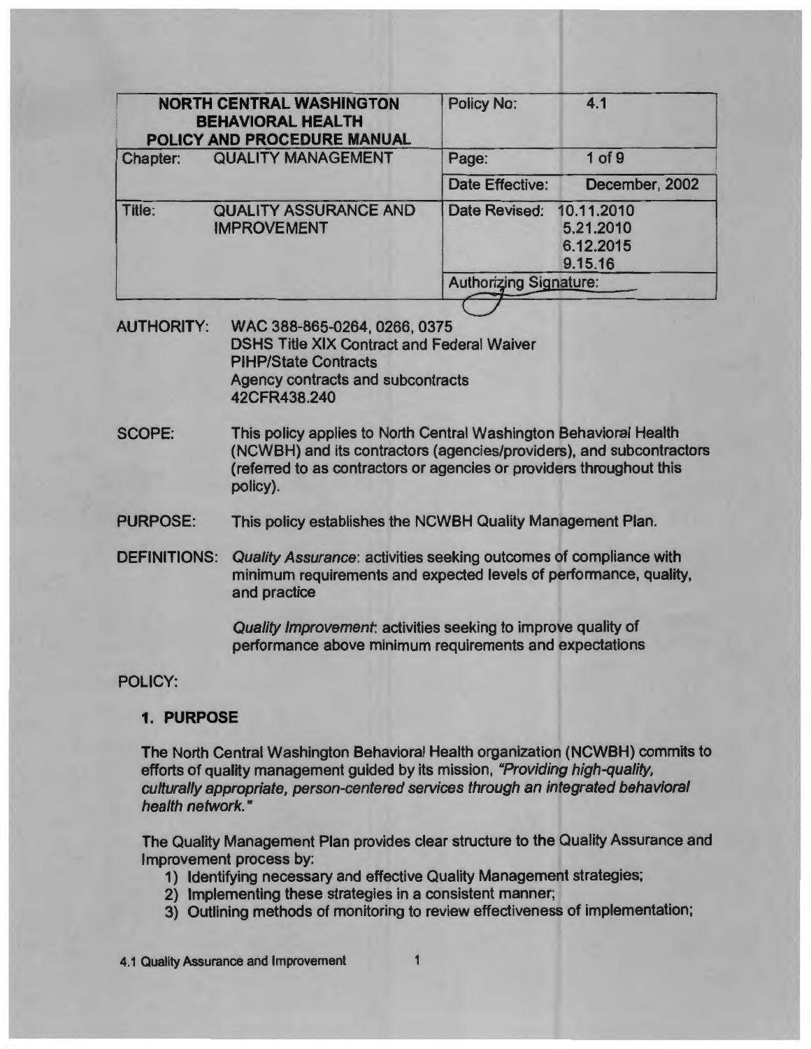| NORTH CENTRAL WASHINGTON BEHAVIORAL HEALTH POLICY AND PROCEDURE MANUAL | | Policy No: | 4.1 |
|---|---|---|---|
| Chapter: | QUALITY MANAGEMENT | Page: | 1 of 9 |
| | | Date Effective: | December, 2002 |
| Title: | QUALITY ASSURANCE AND IMPROVEMENT | Date Revised: | 10.11.2010<br>5.21.2010<br>6.12.2015<br>9.15.16 |
| | | Authorizing Signature: | |

AUTHORITY: WAC 388-865-0264, 0266, 0375
DSHS Title XIX Contract and Federal Waiver
PIHP/State Contracts
Agency contracts and subcontracts
42CFR438.240

SCOPE: This policy applies to North Central Washington Behavioral Health (NCWBH) and its contractors (agencies/providers), and subcontractors (referred to as contractors or agencies or providers throughout this policy).

PURPOSE: This policy establishes the NCWBH Quality Management Plan.

DEFINITIONS: *Quality Assurance*: activities seeking outcomes of compliance with minimum requirements and expected levels of performance, quality, and practice

*Quality Improvement*: activities seeking to improve quality of performance above minimum requirements and expectations

POLICY:

**1. PURPOSE**

The North Central Washington Behavioral Health organization (NCWBH) commits to efforts of quality management guided by its mission, *"Providing high-quality, culturally appropriate, person-centered services through an integrated behavioral health network."*

The Quality Management Plan provides clear structure to the Quality Assurance and Improvement process by:

1) Identifying necessary and effective Quality Management strategies;
2) Implementing these strategies in a consistent manner;
3) Outlining methods of monitoring to review effectiveness of implementation;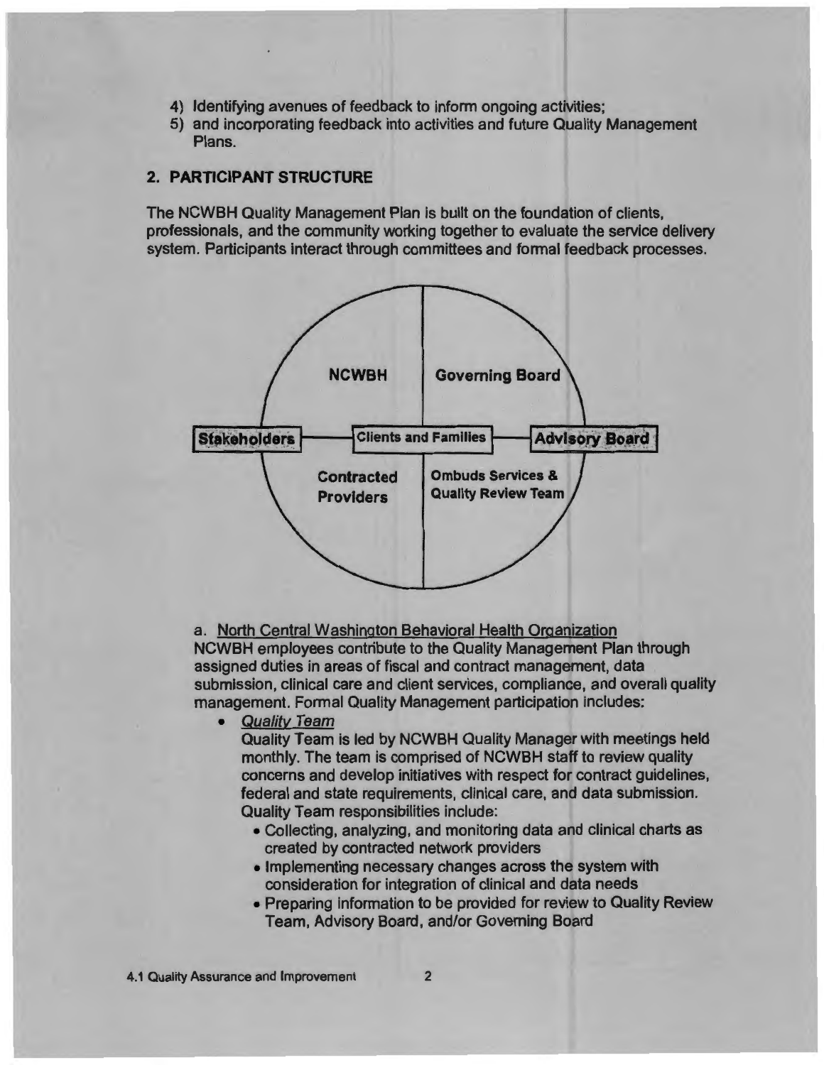4) Identifying avenues of feedback to inform ongoing activities;
5) and incorporating feedback into activities and future Quality Management Plans.

## 2. PARTICIPANT STRUCTURE

The NCWBH Quality Management Plan is built on the foundation of clients, professionals, and the community working together to evaluate the service delivery system. Participants interact through committees and formal feedback processes.

NCWBH | Governing Board

Stakeholders — Clients and Families — Advisory Board

Contracted Providers | Ombuds Services & Quality Review Team

a. North Central Washington Behavioral Health Organization

NCWBH employees contribute to the Quality Management Plan through assigned duties in areas of fiscal and contract management, data submission, clinical care and client services, compliance, and overall quality management. Formal Quality Management participation includes:

- *Quality Team*
  Quality Team is led by NCWBH Quality Manager with meetings held monthly. The team is comprised of NCWBH staff to review quality concerns and develop initiatives with respect for contract guidelines, federal and state requirements, clinical care, and data submission. Quality Team responsibilities include:
  - Collecting, analyzing, and monitoring data and clinical charts as created by contracted network providers
  - Implementing necessary changes across the system with consideration for integration of clinical and data needs
  - Preparing information to be provided for review to Quality Review Team, Advisory Board, and/or Governing Board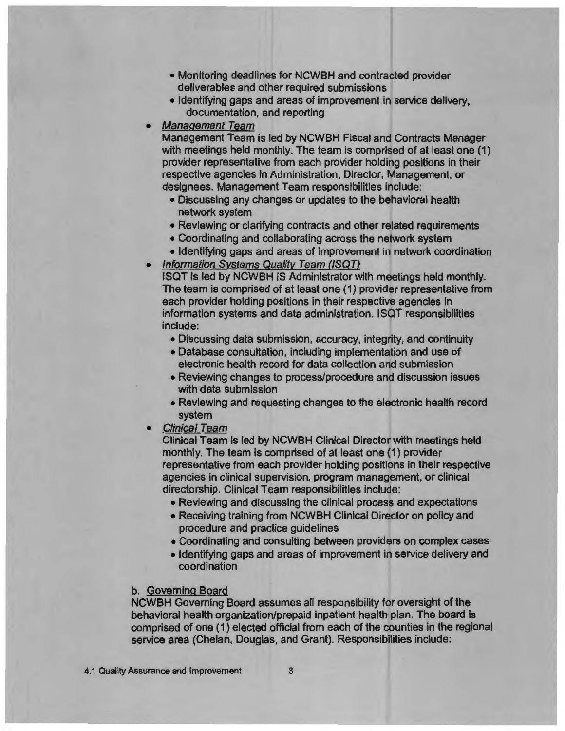- Monitoring deadlines for NCWBH and contracted provider deliverables and other required submissions
- Identifying gaps and areas of improvement in service delivery, documentation, and reporting

- *Management Team*

  Management Team is led by NCWBH Fiscal and Contracts Manager with meetings held monthly. The team is comprised of at least one (1) provider representative from each provider holding positions in their respective agencies in Administration, Director, Management, or designees. Management Team responsibilities include:
  - Discussing any changes or updates to the behavioral health network system
  - Reviewing or clarifying contracts and other related requirements
  - Coordinating and collaborating across the network system
  - Identifying gaps and areas of improvement in network coordination

- *Information Systems Quality Team (ISQT)*

  ISQT is led by NCWBH IS Administrator with meetings held monthly. The team is comprised of at least one (1) provider representative from each provider holding positions in their respective agencies in information systems and data administration. ISQT responsibilities include:
  - Discussing data submission, accuracy, integrity, and continuity
  - Database consultation, including implementation and use of electronic health record for data collection and submission
  - Reviewing changes to process/procedure and discussion issues with data submission
  - Reviewing and requesting changes to the electronic health record system

- *Clinical Team*

  Clinical Team is led by NCWBH Clinical Director with meetings held monthly. The team is comprised of at least one (1) provider representative from each provider holding positions in their respective agencies in clinical supervision, program management, or clinical directorship. Clinical Team responsibilities include:
  - Reviewing and discussing the clinical process and expectations
  - Receiving training from NCWBH Clinical Director on policy and procedure and practice guidelines
  - Coordinating and consulting between providers on complex cases
  - Identifying gaps and areas of improvement in service delivery and coordination

b. Governing Board

NCWBH Governing Board assumes all responsibility for oversight of the behavioral health organization/prepaid inpatient health plan. The board is comprised of one (1) elected official from each of the counties in the regional service area (Chelan, Douglas, and Grant). Responsibilities include: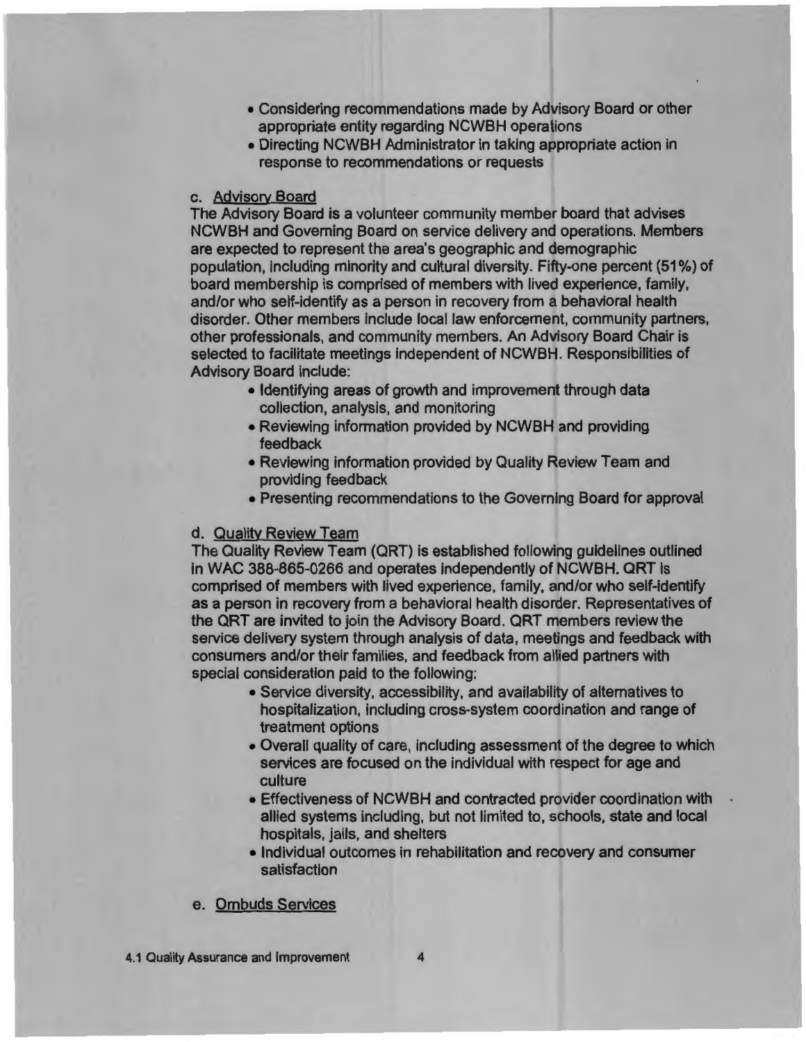- Considering recommendations made by Advisory Board or other appropriate entity regarding NCWBH operations
- Directing NCWBH Administrator in taking appropriate action in response to recommendations or requests

c. Advisory Board

The Advisory Board is a volunteer community member board that advises NCWBH and Governing Board on service delivery and operations. Members are expected to represent the area's geographic and demographic population, including minority and cultural diversity. Fifty-one percent (51%) of board membership is comprised of members with lived experience, family, and/or who self-identify as a person in recovery from a behavioral health disorder. Other members include local law enforcement, community partners, other professionals, and community members. An Advisory Board Chair is selected to facilitate meetings independent of NCWBH. Responsibilities of Advisory Board include:

- Identifying areas of growth and improvement through data collection, analysis, and monitoring
- Reviewing information provided by NCWBH and providing feedback
- Reviewing information provided by Quality Review Team and providing feedback
- Presenting recommendations to the Governing Board for approval

d. Quality Review Team

The Quality Review Team (QRT) is established following guidelines outlined in WAC 388-865-0266 and operates independently of NCWBH. QRT is comprised of members with lived experience, family, and/or who self-identify as a person in recovery from a behavioral health disorder. Representatives of the QRT are invited to join the Advisory Board. QRT members review the service delivery system through analysis of data, meetings and feedback with consumers and/or their families, and feedback from allied partners with special consideration paid to the following:

- Service diversity, accessibility, and availability of alternatives to hospitalization, including cross-system coordination and range of treatment options
- Overall quality of care, including assessment of the degree to which services are focused on the individual with respect for age and culture
- Effectiveness of NCWBH and contracted provider coordination with allied systems including, but not limited to, schools, state and local hospitals, jails, and shelters
- Individual outcomes in rehabilitation and recovery and consumer satisfaction

e. Ombuds Services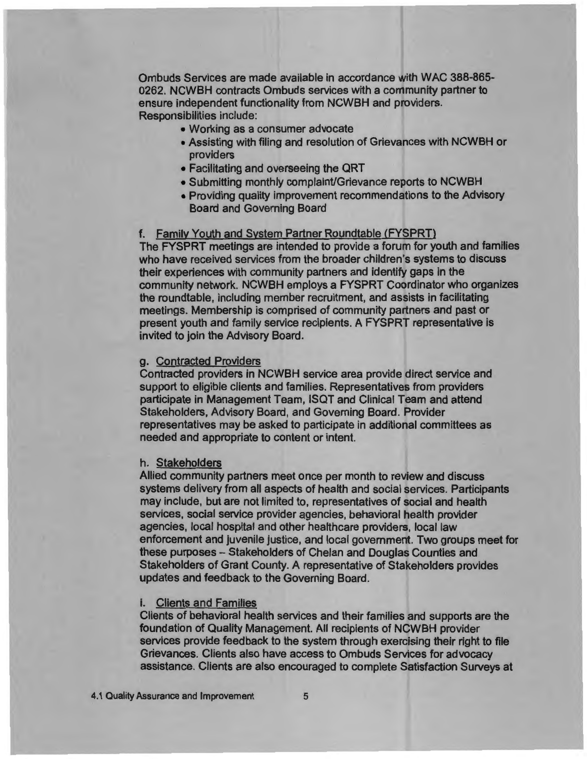Ombuds Services are made available in accordance with WAC 388-865-0262. NCWBH contracts Ombuds services with a community partner to ensure independent functionality from NCWBH and providers. Responsibilities include:

- Working as a consumer advocate
- Assisting with filing and resolution of Grievances with NCWBH or providers
- Facilitating and overseeing the QRT
- Submitting monthly complaint/Grievance reports to NCWBH
- Providing quality improvement recommendations to the Advisory Board and Governing Board

f. Family Youth and System Partner Roundtable (FYSPRT)

The FYSPRT meetings are intended to provide a forum for youth and families who have received services from the broader children's systems to discuss their experiences with community partners and identify gaps in the community network. NCWBH employs a FYSPRT Coordinator who organizes the roundtable, including member recruitment, and assists in facilitating meetings. Membership is comprised of community partners and past or present youth and family service recipients. A FYSPRT representative is invited to join the Advisory Board.

g. Contracted Providers

Contracted providers in NCWBH service area provide direct service and support to eligible clients and families. Representatives from providers participate in Management Team, ISQT and Clinical Team and attend Stakeholders, Advisory Board, and Governing Board. Provider representatives may be asked to participate in additional committees as needed and appropriate to content or intent.

h. Stakeholders

Allied community partners meet once per month to review and discuss systems delivery from all aspects of health and social services. Participants may include, but are not limited to, representatives of social and health services, social service provider agencies, behavioral health provider agencies, local hospital and other healthcare providers, local law enforcement and juvenile justice, and local government. Two groups meet for these purposes – Stakeholders of Chelan and Douglas Counties and Stakeholders of Grant County. A representative of Stakeholders provides updates and feedback to the Governing Board.

i. Clients and Families

Clients of behavioral health services and their families and supports are the foundation of Quality Management. All recipients of NCWBH provider services provide feedback to the system through exercising their right to file Grievances. Clients also have access to Ombuds Services for advocacy assistance. Clients are also encouraged to complete Satisfaction Surveys at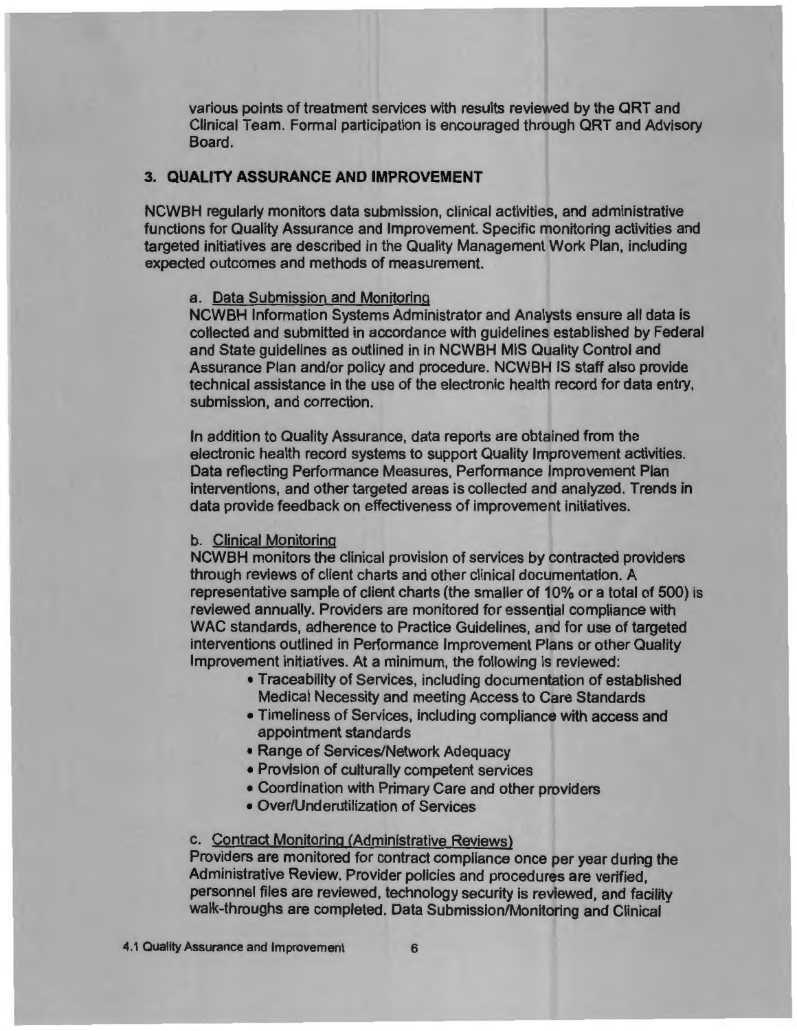various points of treatment services with results reviewed by the QRT and Clinical Team. Formal participation is encouraged through QRT and Advisory Board.

### 3. QUALITY ASSURANCE AND IMPROVEMENT

NCWBH regularly monitors data submission, clinical activities, and administrative functions for Quality Assurance and Improvement. Specific monitoring activities and targeted initiatives are described in the Quality Management Work Plan, including expected outcomes and methods of measurement.

a. Data Submission and Monitoring

NCWBH Information Systems Administrator and Analysts ensure all data is collected and submitted in accordance with guidelines established by Federal and State guidelines as outlined in in NCWBH MIS Quality Control and Assurance Plan and/or policy and procedure. NCWBH IS staff also provide technical assistance in the use of the electronic health record for data entry, submission, and correction.

In addition to Quality Assurance, data reports are obtained from the electronic health record systems to support Quality Improvement activities. Data reflecting Performance Measures, Performance Improvement Plan interventions, and other targeted areas is collected and analyzed. Trends in data provide feedback on effectiveness of improvement initiatives.

b. Clinical Monitoring

NCWBH monitors the clinical provision of services by contracted providers through reviews of client charts and other clinical documentation. A representative sample of client charts (the smaller of 10% or a total of 500) is reviewed annually. Providers are monitored for essential compliance with WAC standards, adherence to Practice Guidelines, and for use of targeted interventions outlined in Performance Improvement Plans or other Quality Improvement initiatives. At a minimum, the following is reviewed:

- Traceability of Services, including documentation of established Medical Necessity and meeting Access to Care Standards
- Timeliness of Services, including compliance with access and appointment standards
- Range of Services/Network Adequacy
- Provision of culturally competent services
- Coordination with Primary Care and other providers
- Over/Underutilization of Services

c. Contract Monitoring (Administrative Reviews)

Providers are monitored for contract compliance once per year during the Administrative Review. Provider policies and procedures are verified, personnel files are reviewed, technology security is reviewed, and facility walk-throughs are completed. Data Submission/Monitoring and Clinical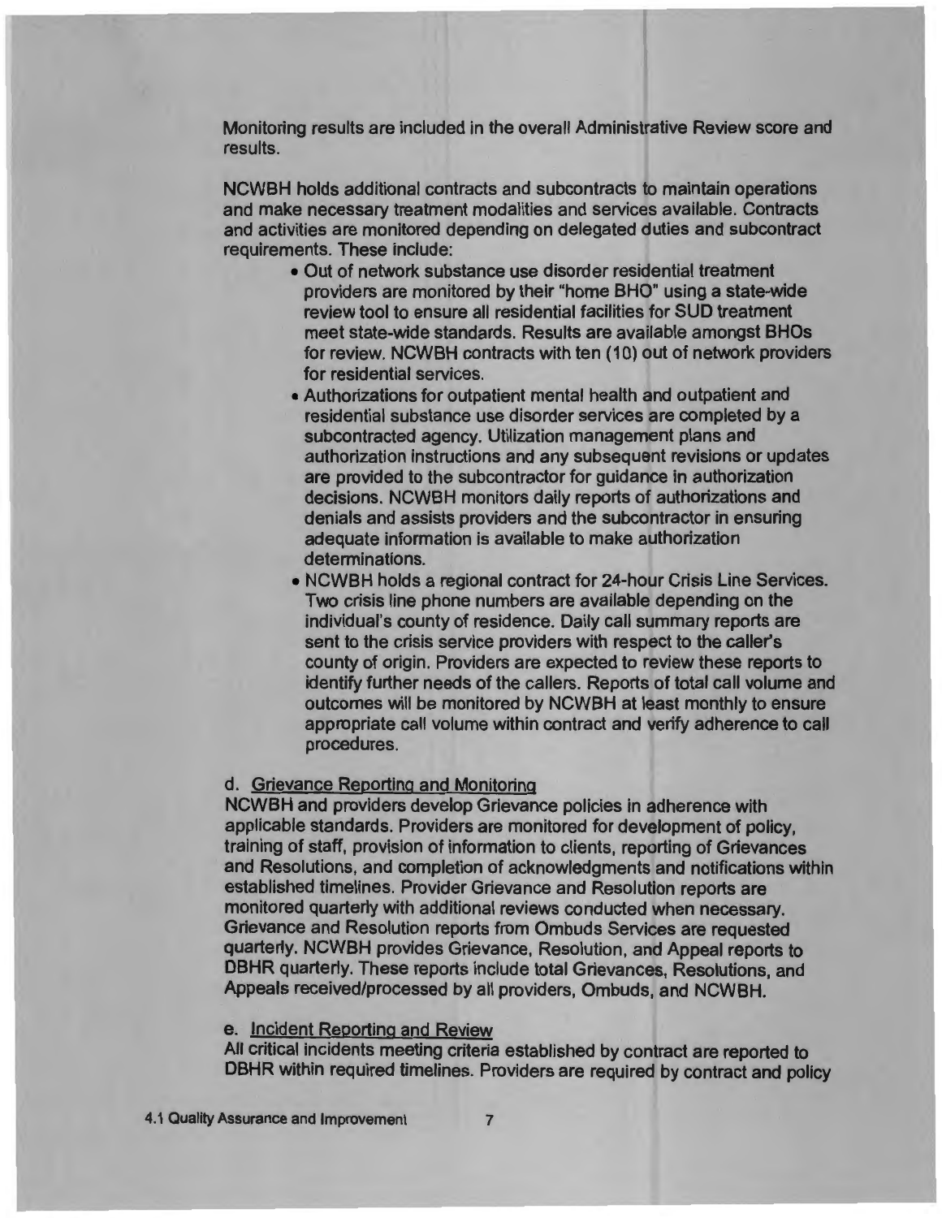Monitoring results are included in the overall Administrative Review score and results.

NCWBH holds additional contracts and subcontracts to maintain operations and make necessary treatment modalities and services available. Contracts and activities are monitored depending on delegated duties and subcontract requirements. These include:

- Out of network substance use disorder residential treatment providers are monitored by their "home BHO" using a state-wide review tool to ensure all residential facilities for SUD treatment meet state-wide standards. Results are available amongst BHOs for review. NCWBH contracts with ten (10) out of network providers for residential services.
- Authorizations for outpatient mental health and outpatient and residential substance use disorder services are completed by a subcontracted agency. Utilization management plans and authorization instructions and any subsequent revisions or updates are provided to the subcontractor for guidance in authorization decisions. NCWBH monitors daily reports of authorizations and denials and assists providers and the subcontractor in ensuring adequate information is available to make authorization determinations.
- NCWBH holds a regional contract for 24-hour Crisis Line Services. Two crisis line phone numbers are available depending on the individual's county of residence. Daily call summary reports are sent to the crisis service providers with respect to the caller's county of origin. Providers are expected to review these reports to identify further needs of the callers. Reports of total call volume and outcomes will be monitored by NCWBH at least monthly to ensure appropriate call volume within contract and verify adherence to call procedures.

d. <u>Grievance Reporting and Monitoring</u>
NCWBH and providers develop Grievance policies in adherence with applicable standards. Providers are monitored for development of policy, training of staff, provision of information to clients, reporting of Grievances and Resolutions, and completion of acknowledgments and notifications within established timelines. Provider Grievance and Resolution reports are monitored quarterly with additional reviews conducted when necessary. Grievance and Resolution reports from Ombuds Services are requested quarterly. NCWBH provides Grievance, Resolution, and Appeal reports to DBHR quarterly. These reports include total Grievances, Resolutions, and Appeals received/processed by all providers, Ombuds, and NCWBH.

e. <u>Incident Reporting and Review</u>
All critical incidents meeting criteria established by contract are reported to DBHR within required timelines. Providers are required by contract and policy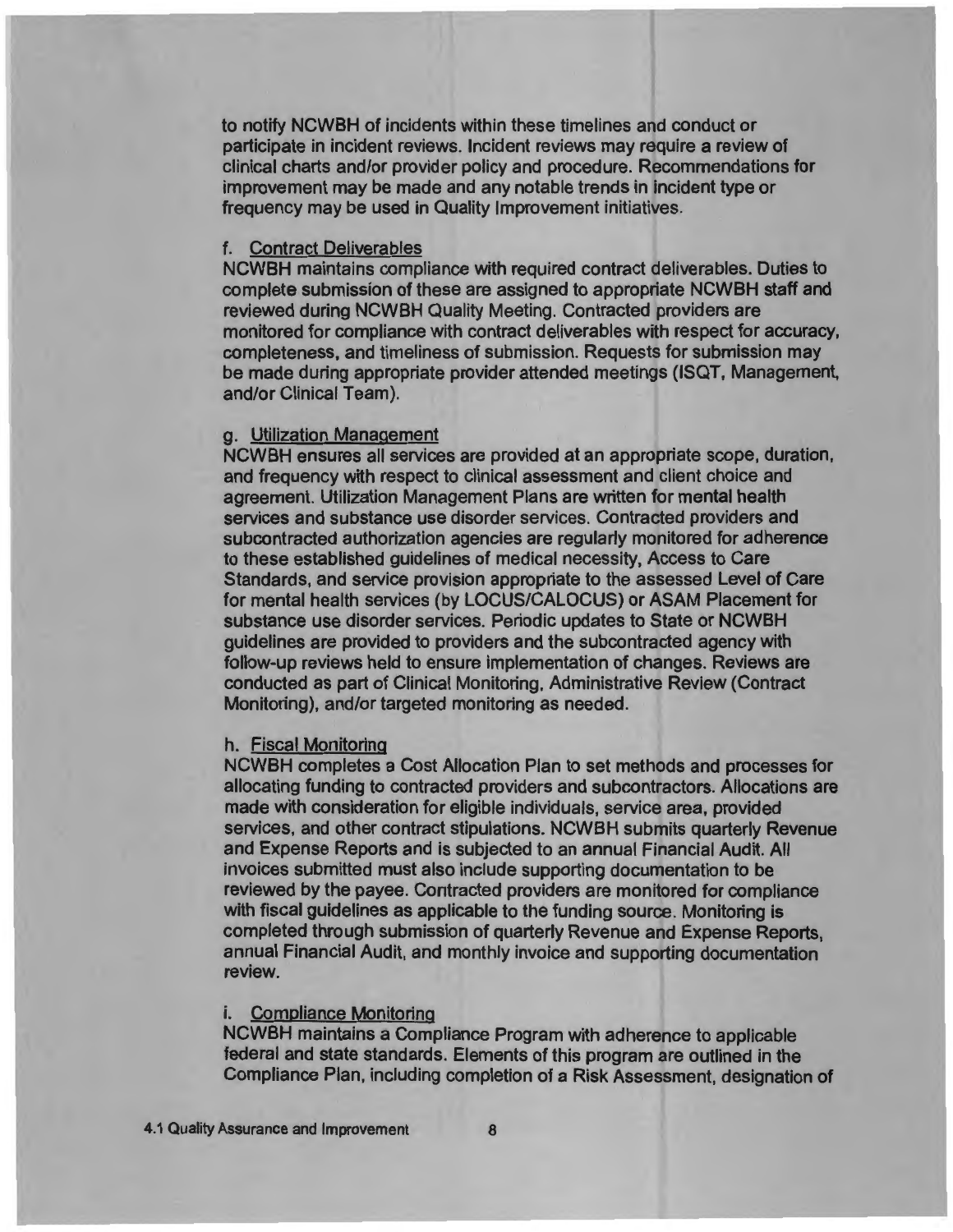to notify NCWBH of incidents within these timelines and conduct or participate in incident reviews. Incident reviews may require a review of clinical charts and/or provider policy and procedure. Recommendations for improvement may be made and any notable trends in incident type or frequency may be used in Quality Improvement initiatives.

f. Contract Deliverables

NCWBH maintains compliance with required contract deliverables. Duties to complete submission of these are assigned to appropriate NCWBH staff and reviewed during NCWBH Quality Meeting. Contracted providers are monitored for compliance with contract deliverables with respect for accuracy, completeness, and timeliness of submission. Requests for submission may be made during appropriate provider attended meetings (ISQT, Management, and/or Clinical Team).

g. Utilization Management

NCWBH ensures all services are provided at an appropriate scope, duration, and frequency with respect to clinical assessment and client choice and agreement. Utilization Management Plans are written for mental health services and substance use disorder services. Contracted providers and subcontracted authorization agencies are regularly monitored for adherence to these established guidelines of medical necessity, Access to Care Standards, and service provision appropriate to the assessed Level of Care for mental health services (by LOCUS/CALOCUS) or ASAM Placement for substance use disorder services. Periodic updates to State or NCWBH guidelines are provided to providers and the subcontracted agency with follow-up reviews held to ensure implementation of changes. Reviews are conducted as part of Clinical Monitoring, Administrative Review (Contract Monitoring), and/or targeted monitoring as needed.

h. Fiscal Monitoring

NCWBH completes a Cost Allocation Plan to set methods and processes for allocating funding to contracted providers and subcontractors. Allocations are made with consideration for eligible individuals, service area, provided services, and other contract stipulations. NCWBH submits quarterly Revenue and Expense Reports and is subjected to an annual Financial Audit. All invoices submitted must also include supporting documentation to be reviewed by the payee. Contracted providers are monitored for compliance with fiscal guidelines as applicable to the funding source. Monitoring is completed through submission of quarterly Revenue and Expense Reports, annual Financial Audit, and monthly invoice and supporting documentation review.

i. Compliance Monitoring

NCWBH maintains a Compliance Program with adherence to applicable federal and state standards. Elements of this program are outlined in the Compliance Plan, including completion of a Risk Assessment, designation of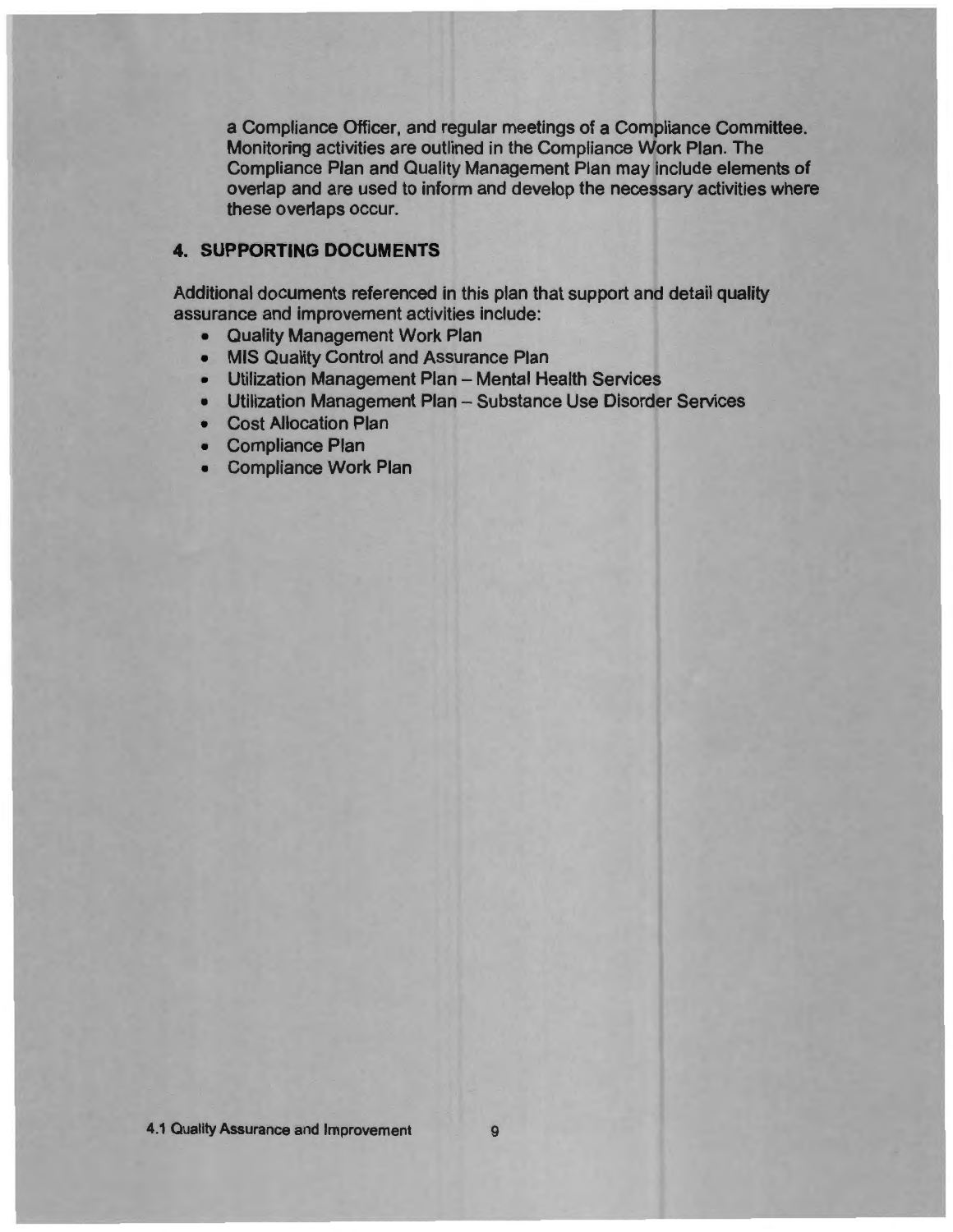a Compliance Officer, and regular meetings of a Compliance Committee. Monitoring activities are outlined in the Compliance Work Plan. The Compliance Plan and Quality Management Plan may include elements of overlap and are used to inform and develop the necessary activities where these overlaps occur.

## 4. SUPPORTING DOCUMENTS

Additional documents referenced in this plan that support and detail quality assurance and improvement activities include:

- Quality Management Work Plan
- MIS Quality Control and Assurance Plan
- Utilization Management Plan – Mental Health Services
- Utilization Management Plan – Substance Use Disorder Services
- Cost Allocation Plan
- Compliance Plan
- Compliance Work Plan